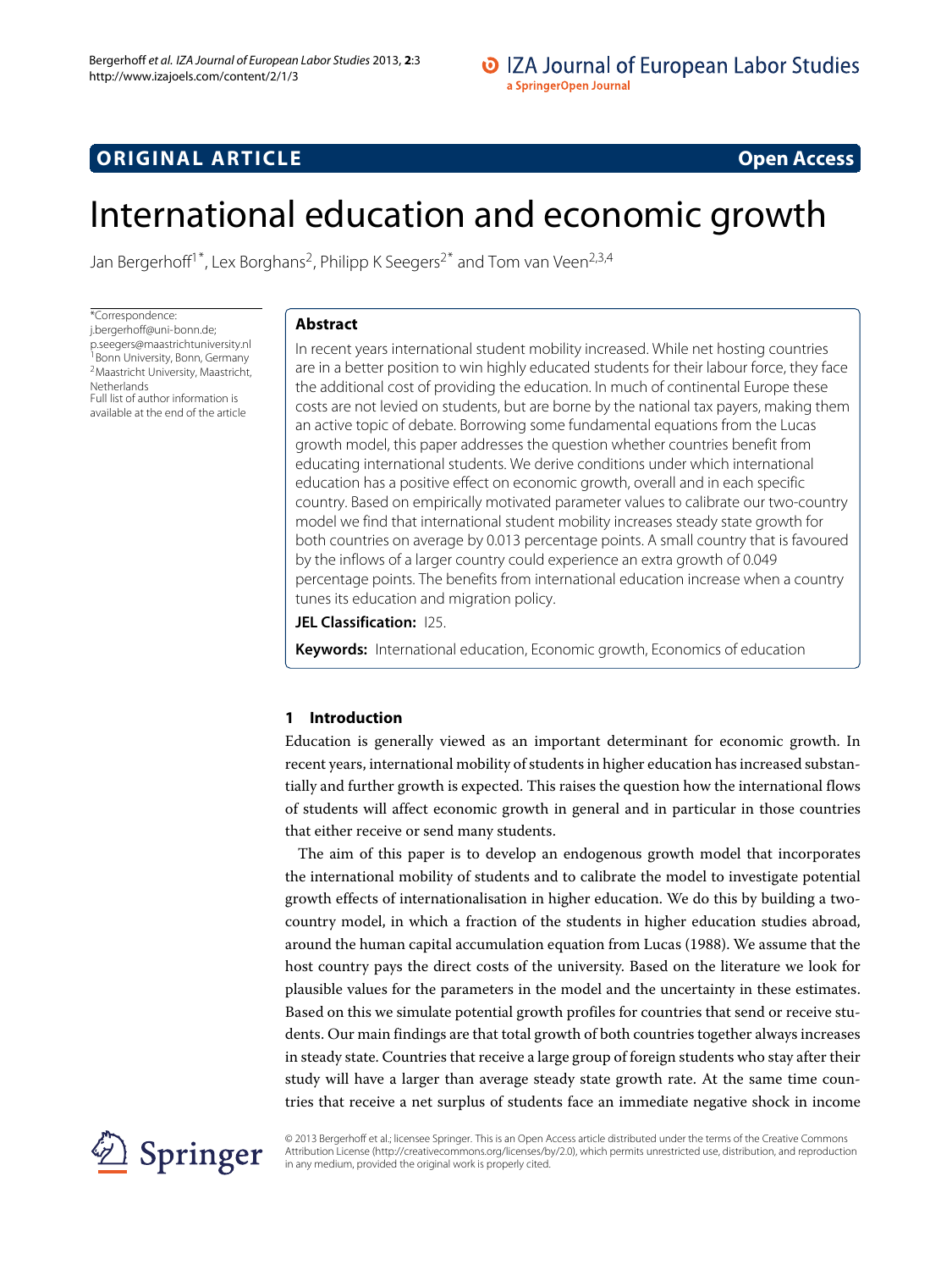ORIGINAL ARTICLE

Open Access

# International education and economic growth

Jan Bergerhoff[1*], Lex Borghans[2], Philipp K Seegers[2*] and Tom van Veen[2,3,4]

*Correspondence: j.bergerhoff@uni-bonn.de; p.seegers@maastrichtuniversity.nl
[1]Bonn University, Bonn, Germany
[2]Maastricht University, Maastricht, Netherlands
Full list of author information is available at the end of the article

## Abstract

In recent years international student mobility increased. While net hosting countries are in a better position to win highly educated students for their labour force, they face the additional cost of providing the education. In much of continental Europe these costs are not levied on students, but are borne by the national tax payers, making them an active topic of debate. Borrowing some fundamental equations from the Lucas growth model, this paper addresses the question whether countries benefit from educating international students. We derive conditions under which international education has a positive effect on economic growth, overall and in each specific country. Based on empirically motivated parameter values to calibrate our two-country model we find that international student mobility increases steady state growth for both countries on average by 0.013 percentage points. A small country that is favoured by the inflows of a larger country could experience an extra growth of 0.049 percentage points. The benefits from international education increase when a country tunes its education and migration policy.

**JEL Classification:** I25.

**Keywords:** International education, Economic growth, Economics of education

## 1 Introduction

Education is generally viewed as an important determinant for economic growth. In recent years, international mobility of students in higher education has increased substantially and further growth is expected. This raises the question how the international flows of students will affect economic growth in general and in particular in those countries that either receive or send many students.

The aim of this paper is to develop an endogenous growth model that incorporates the international mobility of students and to calibrate the model to investigate potential growth effects of internationalisation in higher education. We do this by building a two-country model, in which a fraction of the students in higher education studies abroad, around the human capital accumulation equation from Lucas (1988). We assume that the host country pays the direct costs of the university. Based on the literature we look for plausible values for the parameters in the model and the uncertainty in these estimates. Based on this we simulate potential growth profiles for countries that send or receive students. Our main findings are that total growth of both countries together always increases in steady state. Countries that receive a large group of foreign students who stay after their study will have a larger than average steady state growth rate. At the same time countries that receive a net surplus of students face an immediate negative shock in income

© 2013 Bergerhoff et al.; licensee Springer. This is an Open Access article distributed under the terms of the Creative Commons Attribution License (http://creativecommons.org/licenses/by/2.0), which permits unrestricted use, distribution, and reproduction in any medium, provided the original work is properly cited.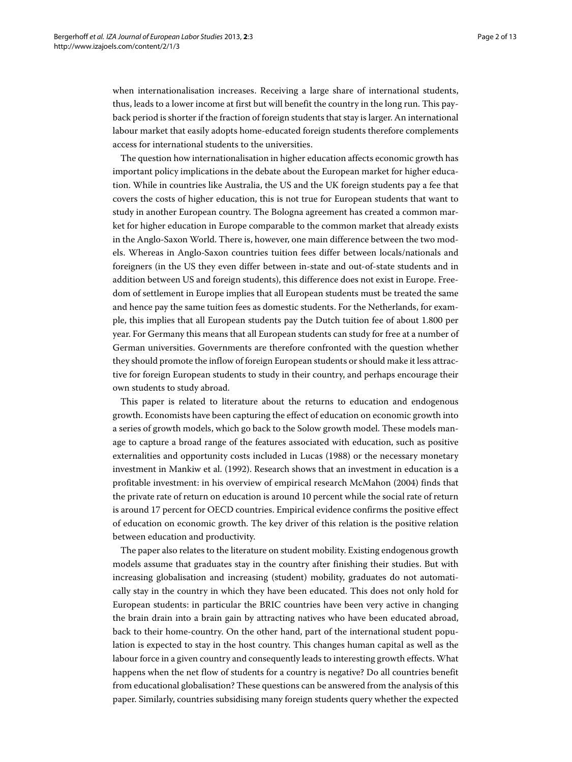when internationalisation increases. Receiving a large share of international students, thus, leads to a lower income at first but will benefit the country in the long run. This payback period is shorter if the fraction of foreign students that stay is larger. An international labour market that easily adopts home-educated foreign students therefore complements access for international students to the universities.

The question how internationalisation in higher education affects economic growth has important policy implications in the debate about the European market for higher education. While in countries like Australia, the US and the UK foreign students pay a fee that covers the costs of higher education, this is not true for European students that want to study in another European country. The Bologna agreement has created a common market for higher education in Europe comparable to the common market that already exists in the Anglo-Saxon World. There is, however, one main difference between the two models. Whereas in Anglo-Saxon countries tuition fees differ between locals/nationals and foreigners (in the US they even differ between in-state and out-of-state students and in addition between US and foreign students), this difference does not exist in Europe. Freedom of settlement in Europe implies that all European students must be treated the same and hence pay the same tuition fees as domestic students. For the Netherlands, for example, this implies that all European students pay the Dutch tuition fee of about 1.800 per year. For Germany this means that all European students can study for free at a number of German universities. Governments are therefore confronted with the question whether they should promote the inflow of foreign European students or should make it less attractive for foreign European students to study in their country, and perhaps encourage their own students to study abroad.

This paper is related to literature about the returns to education and endogenous growth. Economists have been capturing the effect of education on economic growth into a series of growth models, which go back to the Solow growth model. These models manage to capture a broad range of the features associated with education, such as positive externalities and opportunity costs included in Lucas (1988) or the necessary monetary investment in Mankiw et al. (1992). Research shows that an investment in education is a profitable investment: in his overview of empirical research McMahon (2004) finds that the private rate of return on education is around 10 percent while the social rate of return is around 17 percent for OECD countries. Empirical evidence confirms the positive effect of education on economic growth. The key driver of this relation is the positive relation between education and productivity.

The paper also relates to the literature on student mobility. Existing endogenous growth models assume that graduates stay in the country after finishing their studies. But with increasing globalisation and increasing (student) mobility, graduates do not automatically stay in the country in which they have been educated. This does not only hold for European students: in particular the BRIC countries have been very active in changing the brain drain into a brain gain by attracting natives who have been educated abroad, back to their home-country. On the other hand, part of the international student population is expected to stay in the host country. This changes human capital as well as the labour force in a given country and consequently leads to interesting growth effects. What happens when the net flow of students for a country is negative? Do all countries benefit from educational globalisation? These questions can be answered from the analysis of this paper. Similarly, countries subsidising many foreign students query whether the expected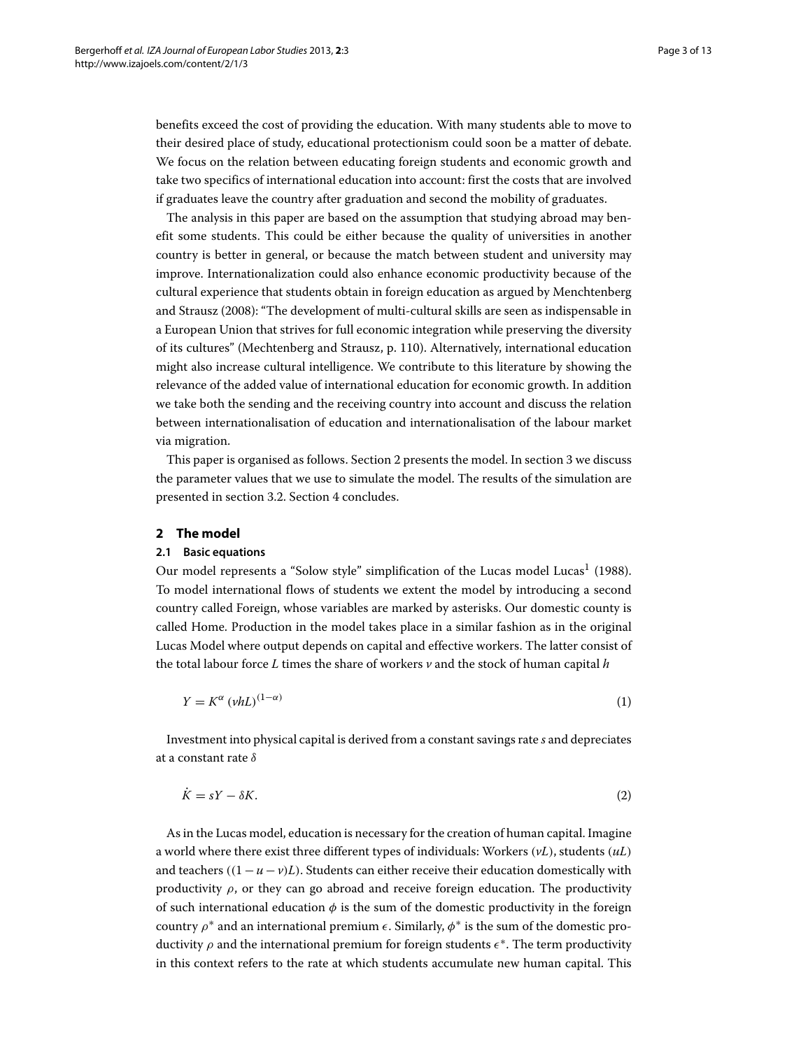benefits exceed the cost of providing the education. With many students able to move to their desired place of study, educational protectionism could soon be a matter of debate. We focus on the relation between educating foreign students and economic growth and take two specifics of international education into account: first the costs that are involved if graduates leave the country after graduation and second the mobility of graduates.

The analysis in this paper are based on the assumption that studying abroad may benefit some students. This could be either because the quality of universities in another country is better in general, or because the match between student and university may improve. Internationalization could also enhance economic productivity because of the cultural experience that students obtain in foreign education as argued by Menchtenberg and Strausz (2008): "The development of multi-cultural skills are seen as indispensable in a European Union that strives for full economic integration while preserving the diversity of its cultures" (Mechtenberg and Strausz, p. 110). Alternatively, international education might also increase cultural intelligence. We contribute to this literature by showing the relevance of the added value of international education for economic growth. In addition we take both the sending and the receiving country into account and discuss the relation between internationalisation of education and internationalisation of the labour market via migration.

This paper is organised as follows. Section 2 presents the model. In section 3 we discuss the parameter values that we use to simulate the model. The results of the simulation are presented in section 3.2. Section 4 concludes.

## 2 The model

### 2.1 Basic equations

Our model represents a "Solow style" simplification of the Lucas model Lucas[1] (1988). To model international flows of students we extent the model by introducing a second country called Foreign, whose variables are marked by asterisks. Our domestic county is called Home. Production in the model takes place in a similar fashion as in the original Lucas Model where output depends on capital and effective workers. The latter consist of the total labour force $L$ times the share of workers $v$ and the stock of human capital $h$

$$Y = K^{\alpha} \, (vhL)^{(1-\alpha)} \tag{1}$$

Investment into physical capital is derived from a constant savings rate $s$ and depreciates at a constant rate $\delta$

$$\dot{K} = sY - \delta K. \tag{2}$$

As in the Lucas model, education is necessary for the creation of human capital. Imagine a world where there exist three different types of individuals: Workers ($vL$), students ($uL$) and teachers ($(1-u-v)L$). Students can either receive their education domestically with productivity $\rho$, or they can go abroad and receive foreign education. The productivity of such international education $\phi$ is the sum of the domestic productivity in the foreign country $\rho^*$ and an international premium $\epsilon$. Similarly, $\phi^*$ is the sum of the domestic productivity $\rho$ and the international premium for foreign students $\epsilon^*$. The term productivity in this context refers to the rate at which students accumulate new human capital. This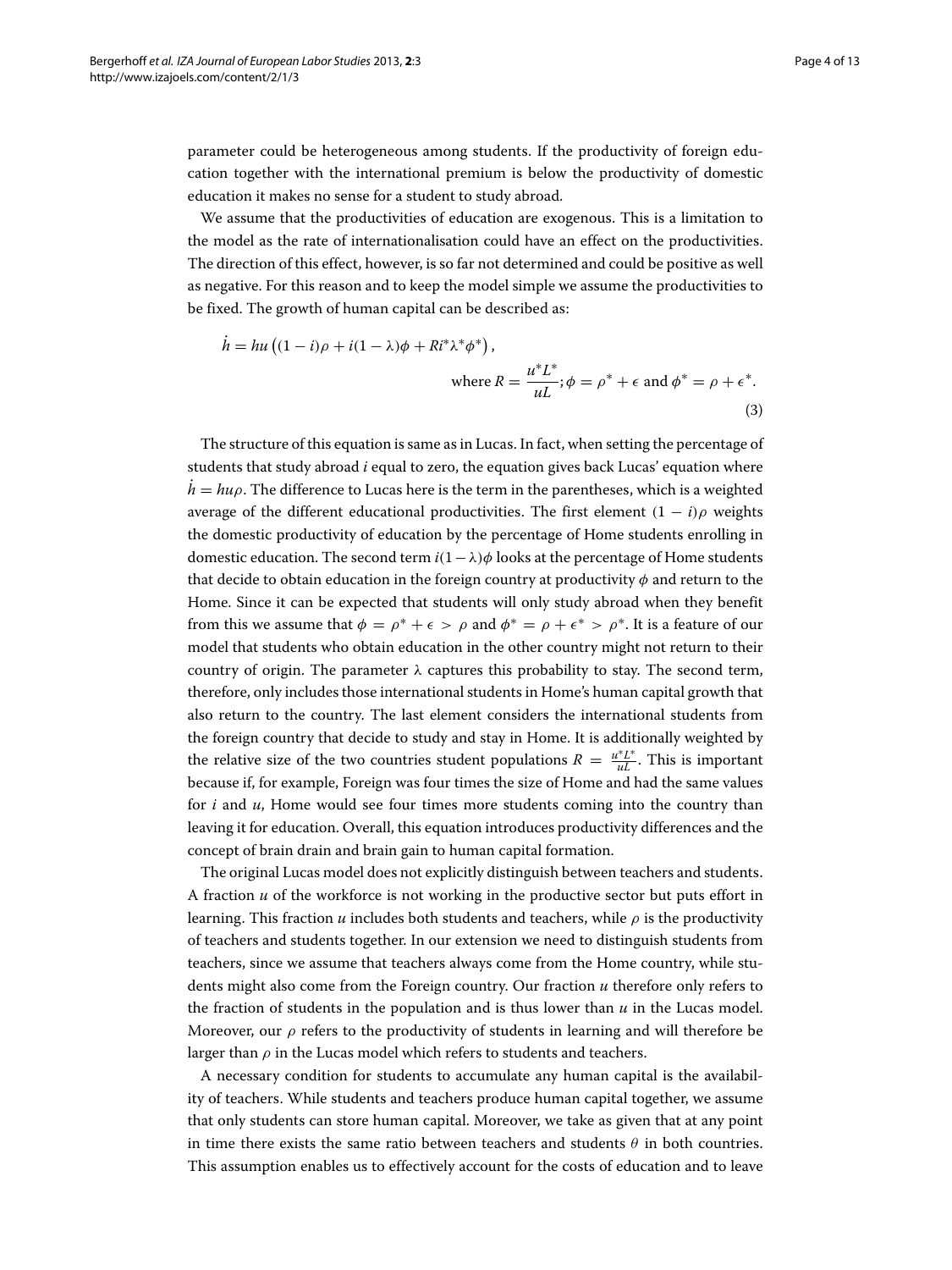parameter could be heterogeneous among students. If the productivity of foreign education together with the international premium is below the productivity of domestic education it makes no sense for a student to study abroad.

We assume that the productivities of education are exogenous. This is a limitation to the model as the rate of internationalisation could have an effect on the productivities. The direction of this effect, however, is so far not determined and could be positive as well as negative. For this reason and to keep the model simple we assume the productivities to be fixed. The growth of human capital can be described as:

$$\dot{h} = hu\left((1-i)\rho + i(1-\lambda)\phi + Ri^{*}\lambda^{*}\phi^{*}\right),$$
$$\text{where } R = \frac{u^{*}L^{*}}{uL}; \phi = \rho^{*} + \epsilon \text{ and } \phi^{*} = \rho + \epsilon^{*}. \tag{3}$$

The structure of this equation is same as in Lucas. In fact, when setting the percentage of students that study abroad $i$ equal to zero, the equation gives back Lucas' equation where $\dot{h} = hu\rho$. The difference to Lucas here is the term in the parentheses, which is a weighted average of the different educational productivities. The first element $(1-i)\rho$ weights the domestic productivity of education by the percentage of Home students enrolling in domestic education. The second term $i(1-\lambda)\phi$ looks at the percentage of Home students that decide to obtain education in the foreign country at productivity $\phi$ and return to the Home. Since it can be expected that students will only study abroad when they benefit from this we assume that $\phi = \rho^{*} + \epsilon > \rho$ and $\phi^{*} = \rho + \epsilon^{*} > \rho^{*}$. It is a feature of our model that students who obtain education in the other country might not return to their country of origin. The parameter $\lambda$ captures this probability to stay. The second term, therefore, only includes those international students in Home's human capital growth that also return to the country. The last element considers the international students from the foreign country that decide to study and stay in Home. It is additionally weighted by the relative size of the two countries student populations $R = \frac{u^{*}L^{*}}{uL}$. This is important because if, for example, Foreign was four times the size of Home and had the same values for $i$ and $u$, Home would see four times more students coming into the country than leaving it for education. Overall, this equation introduces productivity differences and the concept of brain drain and brain gain to human capital formation.

The original Lucas model does not explicitly distinguish between teachers and students. A fraction $u$ of the workforce is not working in the productive sector but puts effort in learning. This fraction $u$ includes both students and teachers, while $\rho$ is the productivity of teachers and students together. In our extension we need to distinguish students from teachers, since we assume that teachers always come from the Home country, while students might also come from the Foreign country. Our fraction $u$ therefore only refers to the fraction of students in the population and is thus lower than $u$ in the Lucas model. Moreover, our $\rho$ refers to the productivity of students in learning and will therefore be larger than $\rho$ in the Lucas model which refers to students and teachers.

A necessary condition for students to accumulate any human capital is the availability of teachers. While students and teachers produce human capital together, we assume that only students can store human capital. Moreover, we take as given that at any point in time there exists the same ratio between teachers and students $\theta$ in both countries. This assumption enables us to effectively account for the costs of education and to leave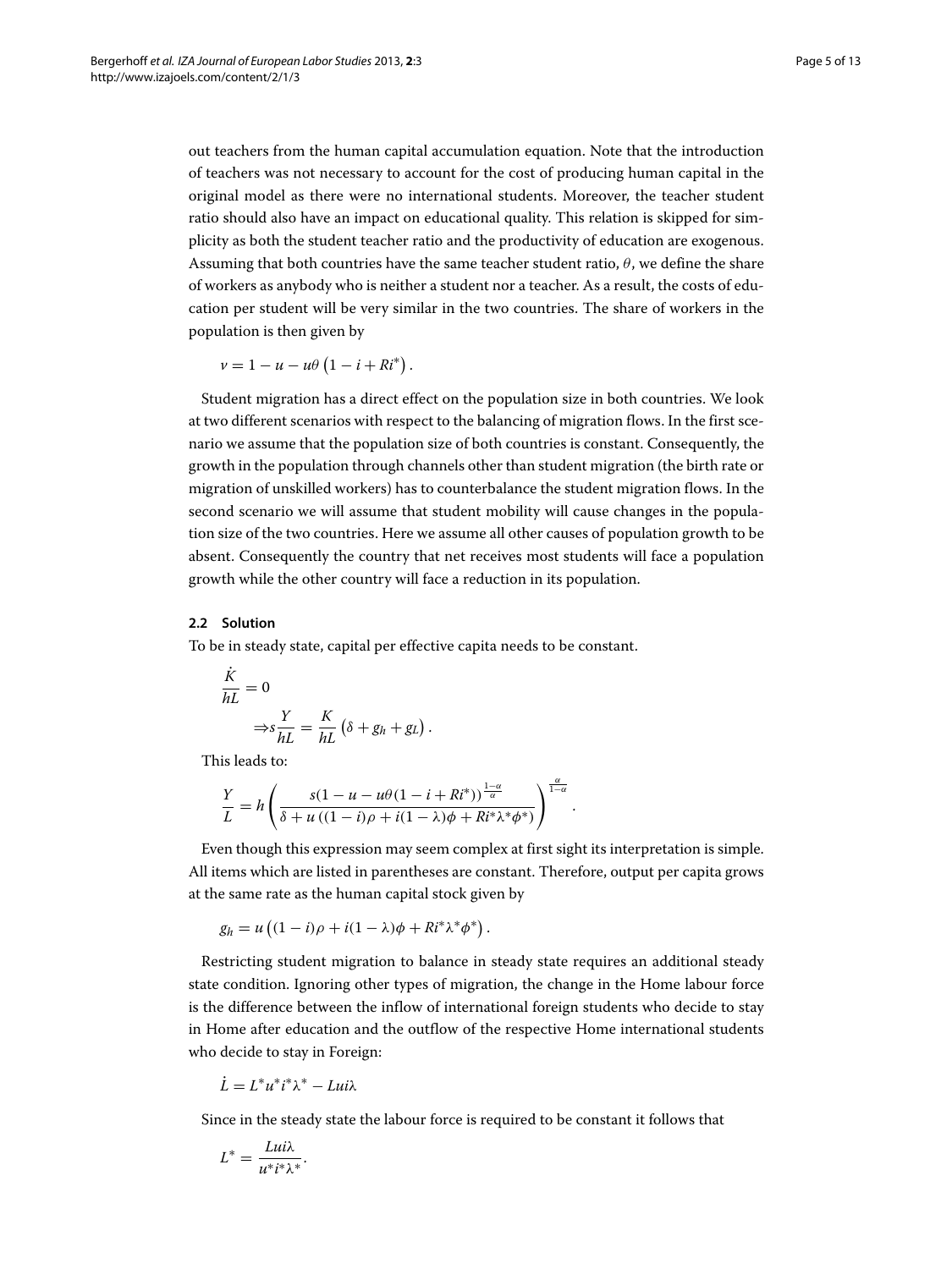out teachers from the human capital accumulation equation. Note that the introduction of teachers was not necessary to account for the cost of producing human capital in the original model as there were no international students. Moreover, the teacher student ratio should also have an impact on educational quality. This relation is skipped for simplicity as both the student teacher ratio and the productivity of education are exogenous. Assuming that both countries have the same teacher student ratio, $\theta$, we define the share of workers as anybody who is neither a student nor a teacher. As a result, the costs of education per student will be very similar in the two countries. The share of workers in the population is then given by

$$v = 1 - u - u\theta\left(1 - i + Ri^*\right).$$

Student migration has a direct effect on the population size in both countries. We look at two different scenarios with respect to the balancing of migration flows. In the first scenario we assume that the population size of both countries is constant. Consequently, the growth in the population through channels other than student migration (the birth rate or migration of unskilled workers) has to counterbalance the student migration flows. In the second scenario we will assume that student mobility will cause changes in the population size of the two countries. Here we assume all other causes of population growth to be absent. Consequently the country that net receives most students will face a population growth while the other country will face a reduction in its population.

### 2.2 Solution

To be in steady state, capital per effective capita needs to be constant.

$$\frac{\dot{K}}{hL} = 0$$
$$\Rightarrow s\frac{Y}{hL} = \frac{K}{hL}\left(\delta + g_h + g_L\right).$$

This leads to:

$$\frac{Y}{L} = h\left(\frac{s(1 - u - u\theta(1 - i + Ri^*))^{\frac{1-\alpha}{\alpha}}}{\delta + u\left((1-i)\rho + i(1-\lambda)\phi + Ri^*\lambda^*\phi^*\right)}\right)^{\frac{\alpha}{1-\alpha}}.$$

Even though this expression may seem complex at first sight its interpretation is simple. All items which are listed in parentheses are constant. Therefore, output per capita grows at the same rate as the human capital stock given by

$$g_h = u\left((1-i)\rho + i(1-\lambda)\phi + Ri^*\lambda^*\phi^*\right).$$

Restricting student migration to balance in steady state requires an additional steady state condition. Ignoring other types of migration, the change in the Home labour force is the difference between the inflow of international foreign students who decide to stay in Home after education and the outflow of the respective Home international students who decide to stay in Foreign:

$$\dot{L} = L^*u^*i^*\lambda^* - Lui\lambda$$

Since in the steady state the labour force is required to be constant it follows that

$$L^* = \frac{Lui\lambda}{u^*i^*\lambda^*}.$$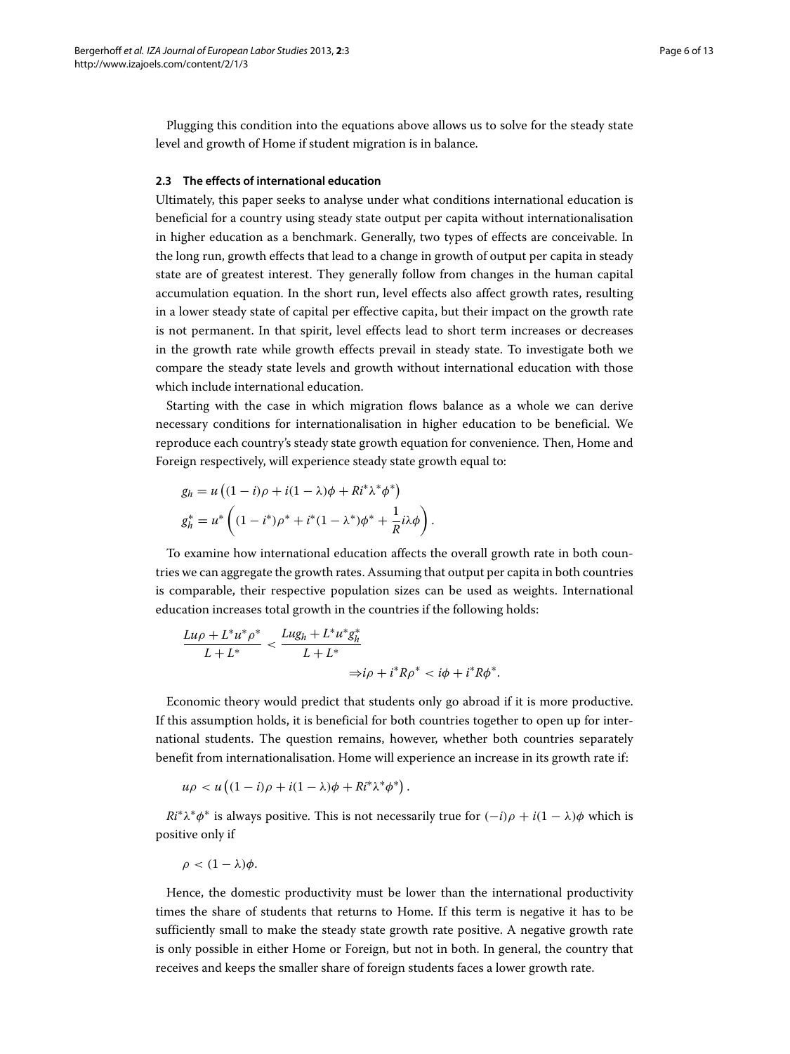Plugging this condition into the equations above allows us to solve for the steady state level and growth of Home if student migration is in balance.

### 2.3 The effects of international education

Ultimately, this paper seeks to analyse under what conditions international education is beneficial for a country using steady state output per capita without internationalisation in higher education as a benchmark. Generally, two types of effects are conceivable. In the long run, growth effects that lead to a change in growth of output per capita in steady state are of greatest interest. They generally follow from changes in the human capital accumulation equation. In the short run, level effects also affect growth rates, resulting in a lower steady state of capital per effective capita, but their impact on the growth rate is not permanent. In that spirit, level effects lead to short term increases or decreases in the growth rate while growth effects prevail in steady state. To investigate both we compare the steady state levels and growth without international education with those which include international education.

Starting with the case in which migration flows balance as a whole we can derive necessary conditions for internationalisation in higher education to be beneficial. We reproduce each country's steady state growth equation for convenience. Then, Home and Foreign respectively, will experience steady state growth equal to:

$$g_h = u\left((1-i)\rho + i(1-\lambda)\phi + Ri^*\lambda^*\phi^*\right)$$

$$g_h^* = u^*\left((1-i^*)\rho^* + i^*(1-\lambda^*)\phi^* + \frac{1}{R}i\lambda\phi\right).$$

To examine how international education affects the overall growth rate in both countries we can aggregate the growth rates. Assuming that output per capita in both countries is comparable, their respective population sizes can be used as weights. International education increases total growth in the countries if the following holds:

$$\frac{Lu\rho + L^*u^*\rho^*}{L+L^*} < \frac{Lug_h + L^*u^*g_h^*}{L+L^*}$$

$$\Rightarrow i\rho + i^*R\rho^* < i\phi + i^*R\phi^*.$$

Economic theory would predict that students only go abroad if it is more productive. If this assumption holds, it is beneficial for both countries together to open up for international students. The question remains, however, whether both countries separately benefit from internationalisation. Home will experience an increase in its growth rate if:

$$u\rho < u\left((1-i)\rho + i(1-\lambda)\phi + Ri^*\lambda^*\phi^*\right).$$

$Ri^*\lambda^*\phi^*$ is always positive. This is not necessarily true for $(-i)\rho + i(1-\lambda)\phi$ which is positive only if

$$\rho < (1-\lambda)\phi.$$

Hence, the domestic productivity must be lower than the international productivity times the share of students that returns to Home. If this term is negative it has to be sufficiently small to make the steady state growth rate positive. A negative growth rate is only possible in either Home or Foreign, but not in both. In general, the country that receives and keeps the smaller share of foreign students faces a lower growth rate.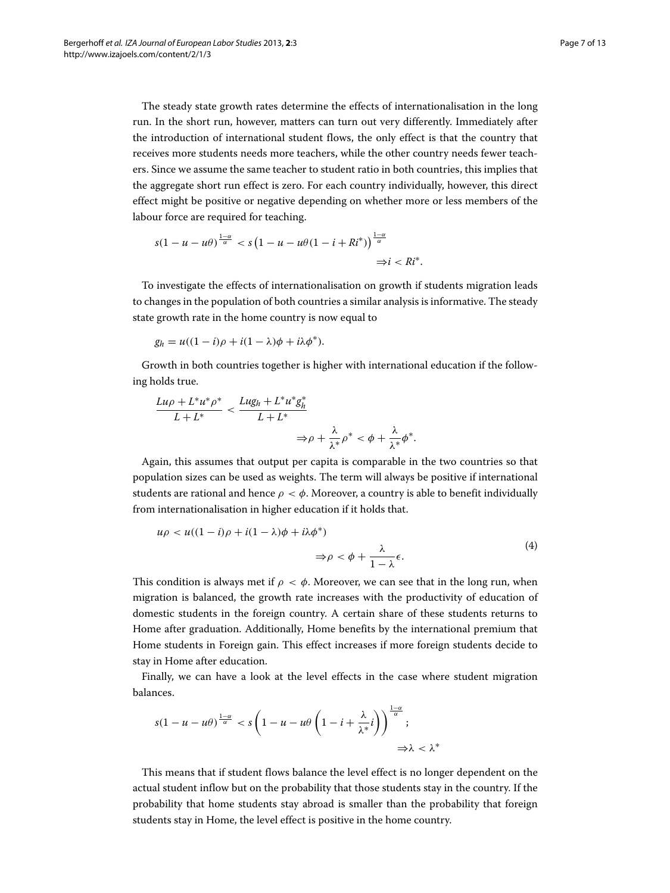The steady state growth rates determine the effects of internationalisation in the long run. In the short run, however, matters can turn out very differently. Immediately after the introduction of international student flows, the only effect is that the country that receives more students needs more teachers, while the other country needs fewer teachers. Since we assume the same teacher to student ratio in both countries, this implies that the aggregate short run effect is zero. For each country individually, however, this direct effect might be positive or negative depending on whether more or less members of the labour force are required for teaching.

$$s(1-u-u\theta)^{\frac{1-\alpha}{\alpha}} < s\left(1-u-u\theta(1-i+Ri^*)\right)^{\frac{1-\alpha}{\alpha}}$$
$$\Rightarrow i < Ri^*.$$

To investigate the effects of internationalisation on growth if students migration leads to changes in the population of both countries a similar analysis is informative. The steady state growth rate in the home country is now equal to

$$g_h = u((1-i)\rho + i(1-\lambda)\phi + i\lambda\phi^*).$$

Growth in both countries together is higher with international education if the following holds true.

$$\frac{Lu\rho + L^*u^*\rho^*}{L+L^*} < \frac{Lug_h + L^*u^*g_h^*}{L+L^*}$$
$$\Rightarrow \rho + \frac{\lambda}{\lambda^*}\rho^* < \phi + \frac{\lambda}{\lambda^*}\phi^*.$$

Again, this assumes that output per capita is comparable in the two countries so that population sizes can be used as weights. The term will always be positive if international students are rational and hence $\rho < \phi$. Moreover, a country is able to benefit individually from internationalisation in higher education if it holds that.

$$u\rho < u((1-i)\rho + i(1-\lambda)\phi + i\lambda\phi^*)$$
$$\Rightarrow \rho < \phi + \frac{\lambda}{1-\lambda}\epsilon. \tag{4}$$

This condition is always met if $\rho < \phi$. Moreover, we can see that in the long run, when migration is balanced, the growth rate increases with the productivity of education of domestic students in the foreign country. A certain share of these students returns to Home after graduation. Additionally, Home benefits by the international premium that Home students in Foreign gain. This effect increases if more foreign students decide to stay in Home after education.

Finally, we can have a look at the level effects in the case where student migration balances.

$$s(1-u-u\theta)^{\frac{1-\alpha}{\alpha}} < s\left(1-u-u\theta\left(1-i+\frac{\lambda}{\lambda^*}i\right)\right)^{\frac{1-\alpha}{\alpha}};$$
$$\Rightarrow \lambda < \lambda^*$$

This means that if student flows balance the level effect is no longer dependent on the actual student inflow but on the probability that those students stay in the country. If the probability that home students stay abroad is smaller than the probability that foreign students stay in Home, the level effect is positive in the home country.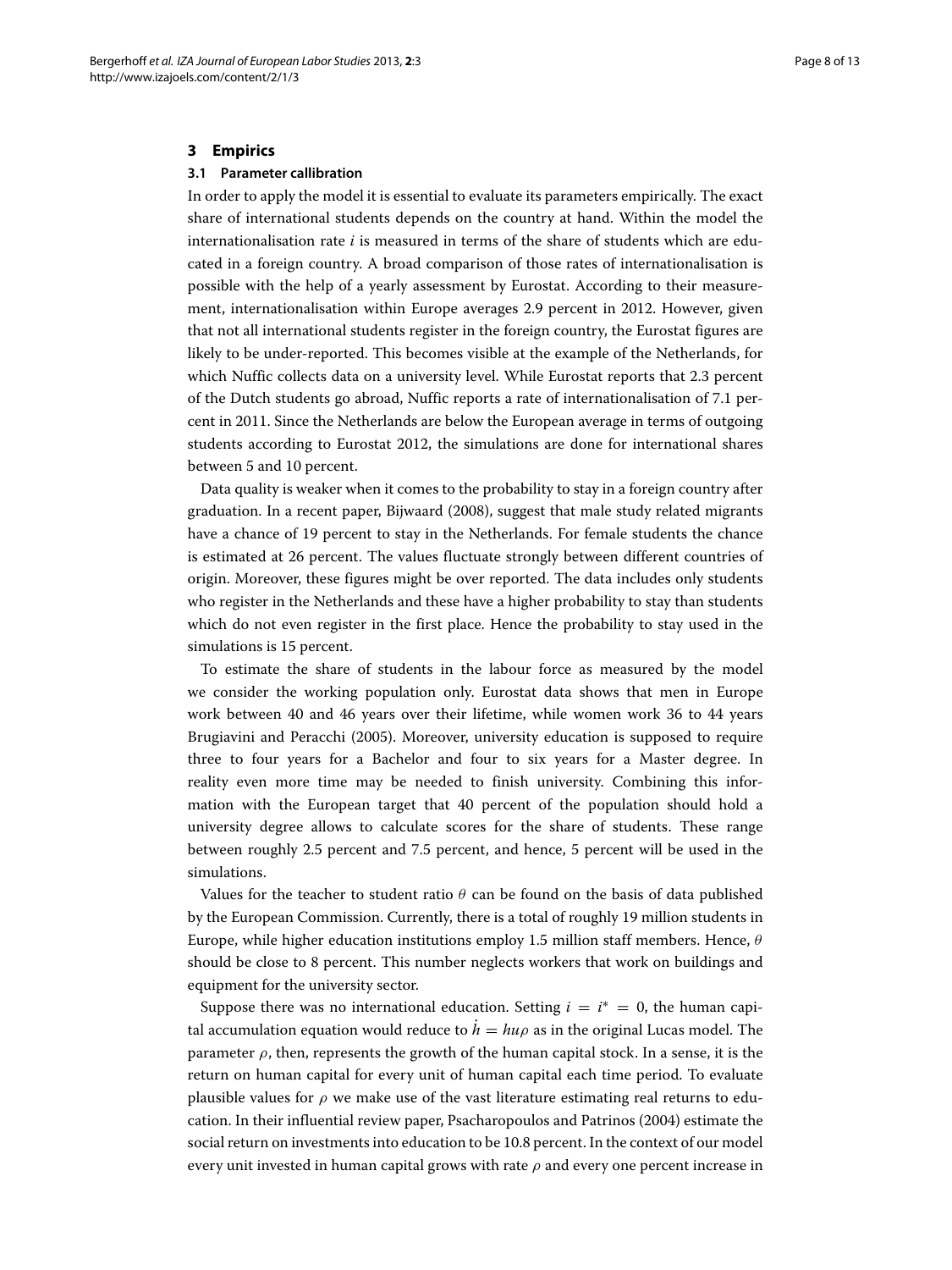## 3 Empirics

### 3.1 Parameter callibration

In order to apply the model it is essential to evaluate its parameters empirically. The exact share of international students depends on the country at hand. Within the model the internationalisation rate $i$ is measured in terms of the share of students which are educated in a foreign country. A broad comparison of those rates of internationalisation is possible with the help of a yearly assessment by Eurostat. According to their measurement, internationalisation within Europe averages 2.9 percent in 2012. However, given that not all international students register in the foreign country, the Eurostat figures are likely to be under-reported. This becomes visible at the example of the Netherlands, for which Nuffic collects data on a university level. While Eurostat reports that 2.3 percent of the Dutch students go abroad, Nuffic reports a rate of internationalisation of 7.1 percent in 2011. Since the Netherlands are below the European average in terms of outgoing students according to Eurostat 2012, the simulations are done for international shares between 5 and 10 percent.

Data quality is weaker when it comes to the probability to stay in a foreign country after graduation. In a recent paper, Bijwaard (2008), suggest that male study related migrants have a chance of 19 percent to stay in the Netherlands. For female students the chance is estimated at 26 percent. The values fluctuate strongly between different countries of origin. Moreover, these figures might be over reported. The data includes only students who register in the Netherlands and these have a higher probability to stay than students which do not even register in the first place. Hence the probability to stay used in the simulations is 15 percent.

To estimate the share of students in the labour force as measured by the model we consider the working population only. Eurostat data shows that men in Europe work between 40 and 46 years over their lifetime, while women work 36 to 44 years Brugiavini and Peracchi (2005). Moreover, university education is supposed to require three to four years for a Bachelor and four to six years for a Master degree. In reality even more time may be needed to finish university. Combining this information with the European target that 40 percent of the population should hold a university degree allows to calculate scores for the share of students. These range between roughly 2.5 percent and 7.5 percent, and hence, 5 percent will be used in the simulations.

Values for the teacher to student ratio $\theta$ can be found on the basis of data published by the European Commission. Currently, there is a total of roughly 19 million students in Europe, while higher education institutions employ 1.5 million staff members. Hence, $\theta$ should be close to 8 percent. This number neglects workers that work on buildings and equipment for the university sector.

Suppose there was no international education. Setting $i = i^* = 0$, the human capital accumulation equation would reduce to $\dot{h} = hu\rho$ as in the original Lucas model. The parameter $\rho$, then, represents the growth of the human capital stock. In a sense, it is the return on human capital for every unit of human capital each time period. To evaluate plausible values for $\rho$ we make use of the vast literature estimating real returns to education. In their influential review paper, Psacharopoulos and Patrinos (2004) estimate the social return on investments into education to be 10.8 percent. In the context of our model every unit invested in human capital grows with rate $\rho$ and every one percent increase in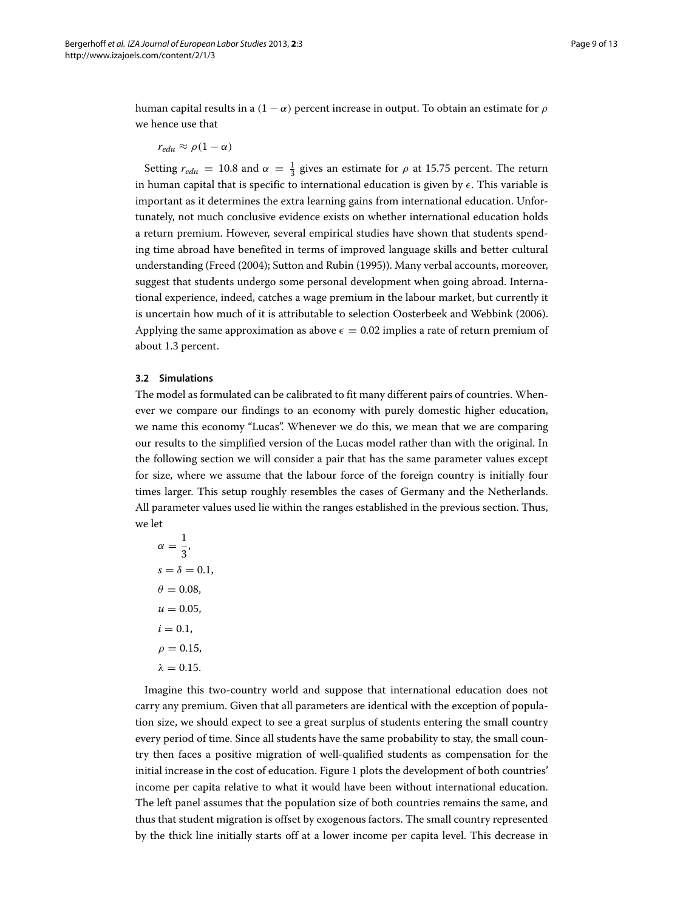human capital results in a $(1 - \alpha)$ percent increase in output. To obtain an estimate for $\rho$ we hence use that

$$r_{edu} \approx \rho(1 - \alpha)$$

Setting $r_{edu} = 10.8$ and $\alpha = \frac{1}{3}$ gives an estimate for $\rho$ at 15.75 percent. The return in human capital that is specific to international education is given by $\epsilon$. This variable is important as it determines the extra learning gains from international education. Unfortunately, not much conclusive evidence exists on whether international education holds a return premium. However, several empirical studies have shown that students spending time abroad have benefited in terms of improved language skills and better cultural understanding (Freed (2004); Sutton and Rubin (1995)). Many verbal accounts, moreover, suggest that students undergo some personal development when going abroad. International experience, indeed, catches a wage premium in the labour market, but currently it is uncertain how much of it is attributable to selection Oosterbeek and Webbink (2006). Applying the same approximation as above $\epsilon = 0.02$ implies a rate of return premium of about 1.3 percent.

### 3.2 Simulations

The model as formulated can be calibrated to fit many different pairs of countries. Whenever we compare our findings to an economy with purely domestic higher education, we name this economy "Lucas". Whenever we do this, we mean that we are comparing our results to the simplified version of the Lucas model rather than with the original. In the following section we will consider a pair that has the same parameter values except for size, where we assume that the labour force of the foreign country is initially four times larger. This setup roughly resembles the cases of Germany and the Netherlands. All parameter values used lie within the ranges established in the previous section. Thus, we let

$$\alpha = \frac{1}{3},$$
$$s = \delta = 0.1,$$
$$\theta = 0.08,$$
$$u = 0.05,$$
$$i = 0.1,$$
$$\rho = 0.15,$$
$$\lambda = 0.15.$$

Imagine this two-country world and suppose that international education does not carry any premium. Given that all parameters are identical with the exception of population size, we should expect to see a great surplus of students entering the small country every period of time. Since all students have the same probability to stay, the small country then faces a positive migration of well-qualified students as compensation for the initial increase in the cost of education. Figure 1 plots the development of both countries' income per capita relative to what it would have been without international education. The left panel assumes that the population size of both countries remains the same, and thus that student migration is offset by exogenous factors. The small country represented by the thick line initially starts off at a lower income per capita level. This decrease in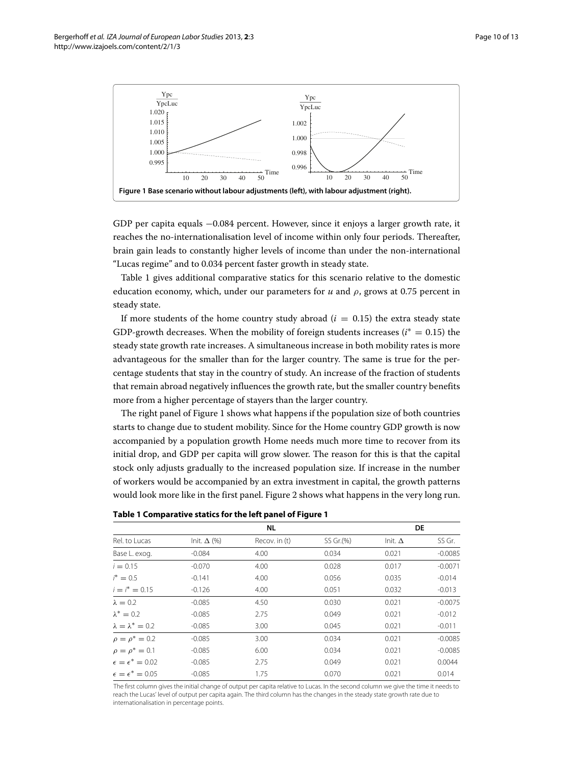**Figure 1 Base scenario without labour adjustments (left), with labour adjustment (right).**

GDP per capita equals −0.084 percent. However, since it enjoys a larger growth rate, it reaches the no-internationalisation level of income within only four periods. Thereafter, brain gain leads to constantly higher levels of income than under the non-international "Lucas regime" and to 0.034 percent faster growth in steady state.

Table 1 gives additional comparative statics for this scenario relative to the domestic education economy, which, under our parameters for $u$ and $\rho$, grows at 0.75 percent in steady state.

If more students of the home country study abroad ($i = 0.15$) the extra steady state GDP-growth decreases. When the mobility of foreign students increases ($i^* = 0.15$) the steady state growth rate increases. A simultaneous increase in both mobility rates is more advantageous for the smaller than for the larger country. The same is true for the percentage students that stay in the country of study. An increase of the fraction of students that remain abroad negatively influences the growth rate, but the smaller country benefits more from a higher percentage of stayers than the larger country.

The right panel of Figure 1 shows what happens if the population size of both countries starts to change due to student mobility. Since for the Home country GDP growth is now accompanied by a population growth Home needs much more time to recover from its initial drop, and GDP per capita will grow slower. The reason for this is that the capital stock only adjusts gradually to the increased population size. If increase in the number of workers would be accompanied by an extra investment in capital, the growth patterns would look more like in the first panel. Figure 2 shows what happens in the very long run.

**Table 1 Comparative statics for the left panel of Figure 1**

| | NL | | | DE | |
|---|---|---|---|---|---|
| Rel. to Lucas | Init. Δ (%) | Recov. in (t) | SS Gr.(%) | Init. Δ | SS Gr. |
| Base L. exog. | -0.084 | 4.00 | 0.034 | 0.021 | -0.0085 |
| $i = 0.15$ | -0.070 | 4.00 | 0.028 | 0.017 | -0.0071 |
| $i^* = 0.5$ | -0.141 | 4.00 | 0.056 | 0.035 | -0.014 |
| $i = i^* = 0.15$ | -0.126 | 4.00 | 0.051 | 0.032 | -0.013 |
| $\lambda = 0.2$ | -0.085 | 4.50 | 0.030 | 0.021 | -0.0075 |
| $\lambda^* = 0.2$ | -0.085 | 2.75 | 0.049 | 0.021 | -0.012 |
| $\lambda = \lambda^* = 0.2$ | -0.085 | 3.00 | 0.045 | 0.021 | -0.011 |
| $\rho = \rho^* = 0.2$ | -0.085 | 3.00 | 0.034 | 0.021 | -0.0085 |
| $\rho = \rho^* = 0.1$ | -0.085 | 6.00 | 0.034 | 0.021 | -0.0085 |
| $\epsilon = \epsilon^* = 0.02$ | -0.085 | 2.75 | 0.049 | 0.021 | 0.0044 |
| $\epsilon = \epsilon^* = 0.05$ | -0.085 | 1.75 | 0.070 | 0.021 | 0.014 |

The first column gives the initial change of output per capita relative to Lucas. In the second column we give the time it needs to reach the Lucas' level of output per capita again. The third column has the changes in the steady state growth rate due to internationalisation in percentage points.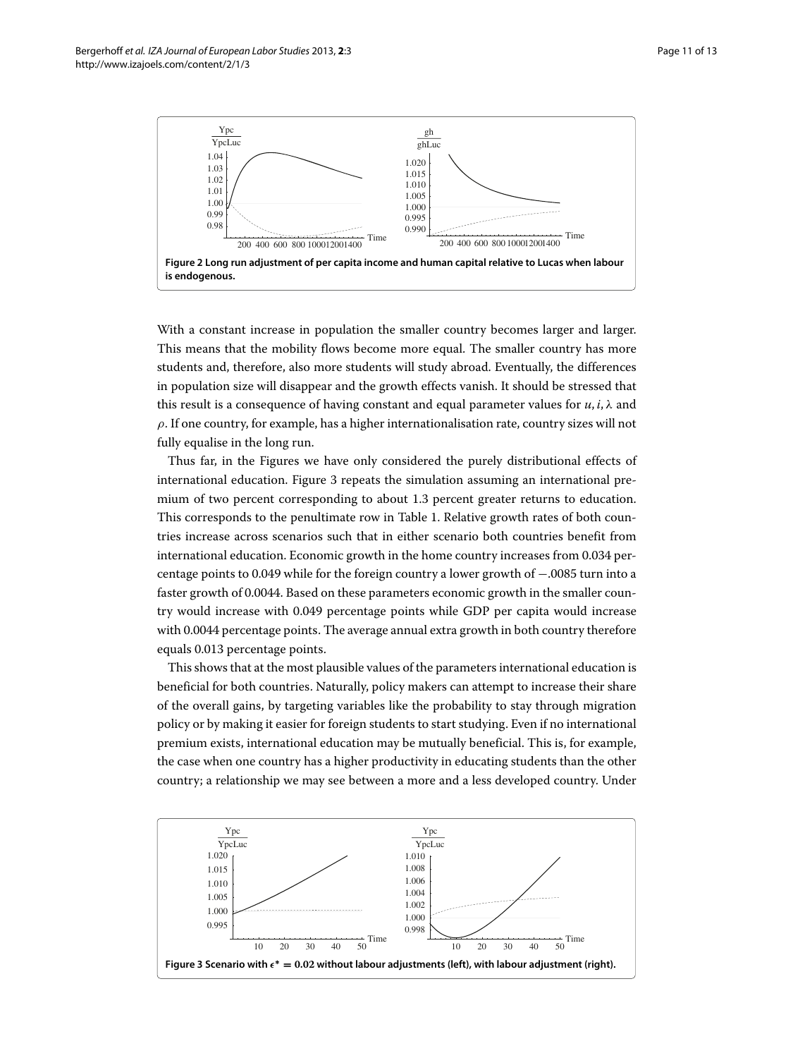**Figure 2 Long run adjustment of per capita income and human capital relative to Lucas when labour is endogenous.**

With a constant increase in population the smaller country becomes larger and larger. This means that the mobility flows become more equal. The smaller country has more students and, therefore, also more students will study abroad. Eventually, the differences in population size will disappear and the growth effects vanish. It should be stressed that this result is a consequence of having constant and equal parameter values for $u, i, \lambda$ and $\rho$. If one country, for example, has a higher internationalisation rate, country sizes will not fully equalise in the long run.

Thus far, in the Figures we have only considered the purely distributional effects of international education. Figure 3 repeats the simulation assuming an international premium of two percent corresponding to about 1.3 percent greater returns to education. This corresponds to the penultimate row in Table 1. Relative growth rates of both countries increase across scenarios such that in either scenario both countries benefit from international education. Economic growth in the home country increases from 0.034 percentage points to 0.049 while for the foreign country a lower growth of −.0085 turn into a faster growth of 0.0044. Based on these parameters economic growth in the smaller country would increase with 0.049 percentage points while GDP per capita would increase with 0.0044 percentage points. The average annual extra growth in both country therefore equals 0.013 percentage points.

This shows that at the most plausible values of the parameters international education is beneficial for both countries. Naturally, policy makers can attempt to increase their share of the overall gains, by targeting variables like the probability to stay through migration policy or by making it easier for foreign students to start studying. Even if no international premium exists, international education may be mutually beneficial. This is, for example, the case when one country has a higher productivity in educating students than the other country; a relationship we may see between a more and a less developed country. Under

**Figure 3 Scenario with $\epsilon^* = 0.02$ without labour adjustments (left), with labour adjustment (right).**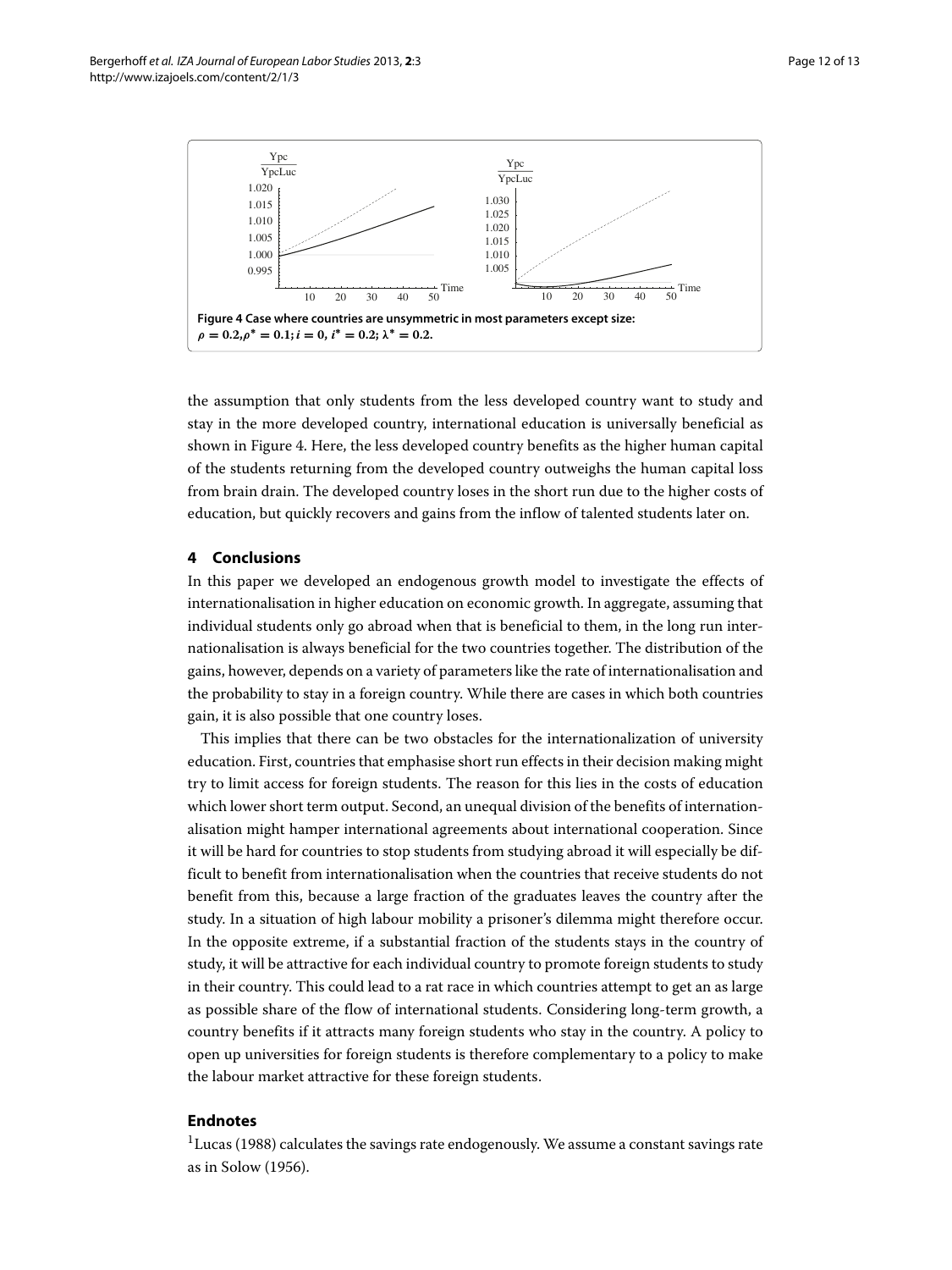Ypc / YpcLuc

1.020
1.015
1.010
1.005
1.000
0.995

10 20 30 40 50 Time

Ypc / YpcLuc

1.030
1.025
1.020
1.015
1.010
1.005

10 20 30 40 50 Time

**Figure 4 Case where countries are unsymmetric in most parameters except size:** $\rho = 0.2, \rho^* = 0.1; i = 0, i^* = 0.2; \lambda^* = 0.2.$

the assumption that only students from the less developed country want to study and stay in the more developed country, international education is universally beneficial as shown in Figure 4. Here, the less developed country benefits as the higher human capital of the students returning from the developed country outweighs the human capital loss from brain drain. The developed country loses in the short run due to the higher costs of education, but quickly recovers and gains from the inflow of talented students later on.

## 4 Conclusions

In this paper we developed an endogenous growth model to investigate the effects of internationalisation in higher education on economic growth. In aggregate, assuming that individual students only go abroad when that is beneficial to them, in the long run internationalisation is always beneficial for the two countries together. The distribution of the gains, however, depends on a variety of parameters like the rate of internationalisation and the probability to stay in a foreign country. While there are cases in which both countries gain, it is also possible that one country loses.

This implies that there can be two obstacles for the internationalization of university education. First, countries that emphasise short run effects in their decision making might try to limit access for foreign students. The reason for this lies in the costs of education which lower short term output. Second, an unequal division of the benefits of internationalisation might hamper international agreements about international cooperation. Since it will be hard for countries to stop students from studying abroad it will especially be difficult to benefit from internationalisation when the countries that receive students do not benefit from this, because a large fraction of the graduates leaves the country after the study. In a situation of high labour mobility a prisoner's dilemma might therefore occur. In the opposite extreme, if a substantial fraction of the students stays in the country of study, it will be attractive for each individual country to promote foreign students to study in their country. This could lead to a rat race in which countries attempt to get an as large as possible share of the flow of international students. Considering long-term growth, a country benefits if it attracts many foreign students who stay in the country. A policy to open up universities for foreign students is therefore complementary to a policy to make the labour market attractive for these foreign students.

## Endnotes

[1]Lucas (1988) calculates the savings rate endogenously. We assume a constant savings rate as in Solow (1956).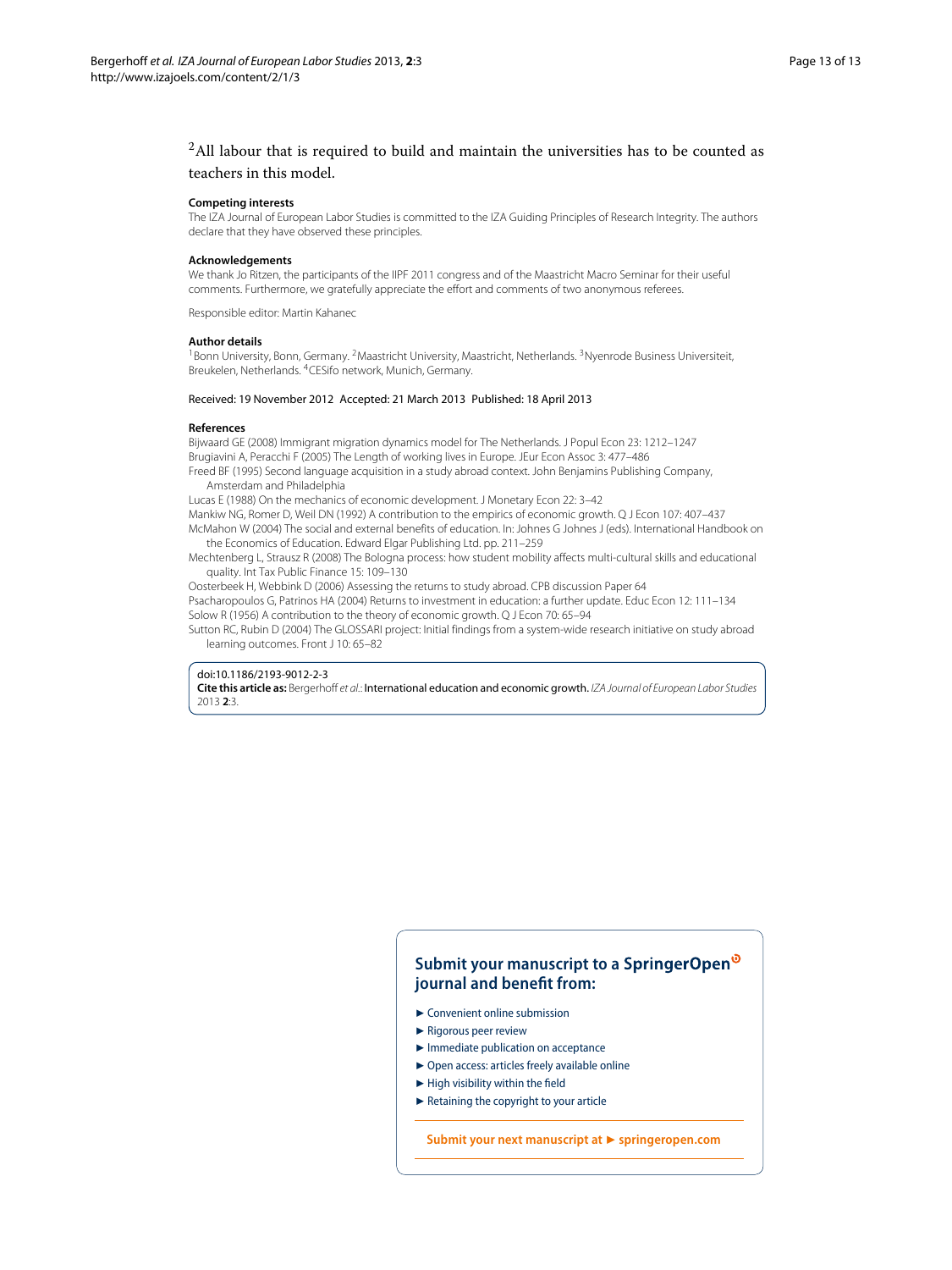[2] All labour that is required to build and maintain the universities has to be counted as teachers in this model.

### Competing interests

The IZA Journal of European Labor Studies is committed to the IZA Guiding Principles of Research Integrity. The authors declare that they have observed these principles.

### Acknowledgements

We thank Jo Ritzen, the participants of the IIPF 2011 congress and of the Maastricht Macro Seminar for their useful comments. Furthermore, we gratefully appreciate the effort and comments of two anonymous referees.

Responsible editor: Martin Kahanec

### Author details

[1] Bonn University, Bonn, Germany. [2] Maastricht University, Maastricht, Netherlands. [3] Nyenrode Business Universiteit, Breukelen, Netherlands. [4] CESifo network, Munich, Germany.

Received: 19 November 2012 Accepted: 21 March 2013 Published: 18 April 2013

### References

Bijwaard GE (2008) Immigrant migration dynamics model for The Netherlands. J Popul Econ 23: 1212–1247

Brugiavini A, Peracchi F (2005) The Length of working lives in Europe. JEur Econ Assoc 3: 477–486

Freed BF (1995) Second language acquisition in a study abroad context. John Benjamins Publishing Company, Amsterdam and Philadelphia

Lucas E (1988) On the mechanics of economic development. J Monetary Econ 22: 3–42

Mankiw NG, Romer D, Weil DN (1992) A contribution to the empirics of economic growth. Q J Econ 107: 407–437

McMahon W (2004) The social and external benefits of education. In: Johnes G Johnes J (eds). International Handbook on the Economics of Education. Edward Elgar Publishing Ltd. pp. 211–259

Mechtenberg L, Strausz R (2008) The Bologna process: how student mobility affects multi-cultural skills and educational quality. Int Tax Public Finance 15: 109–130

Oosterbeek H, Webbink D (2006) Assessing the returns to study abroad. CPB discussion Paper 64

Psacharopoulos G, Patrinos HA (2004) Returns to investment in education: a further update. Educ Econ 12: 111–134

Solow R (1956) A contribution to the theory of economic growth. Q J Econ 70: 65–94

Sutton RC, Rubin D (2004) The GLOSSARI project: Initial findings from a system-wide research initiative on study abroad learning outcomes. Front J 10: 65–82

doi:10.1186/2193-9012-2-3

**Cite this article as:** Bergerhoff *et al.*: International education and economic growth. *IZA Journal of European Labor Studies* 2013 **2**:3.

**Submit your manuscript to a SpringerOpen journal and benefit from:**

- Convenient online submission
- Rigorous peer review
- Immediate publication on acceptance
- Open access: articles freely available online
- High visibility within the field
- Retaining the copyright to your article

**Submit your next manuscript at ► springeropen.com**